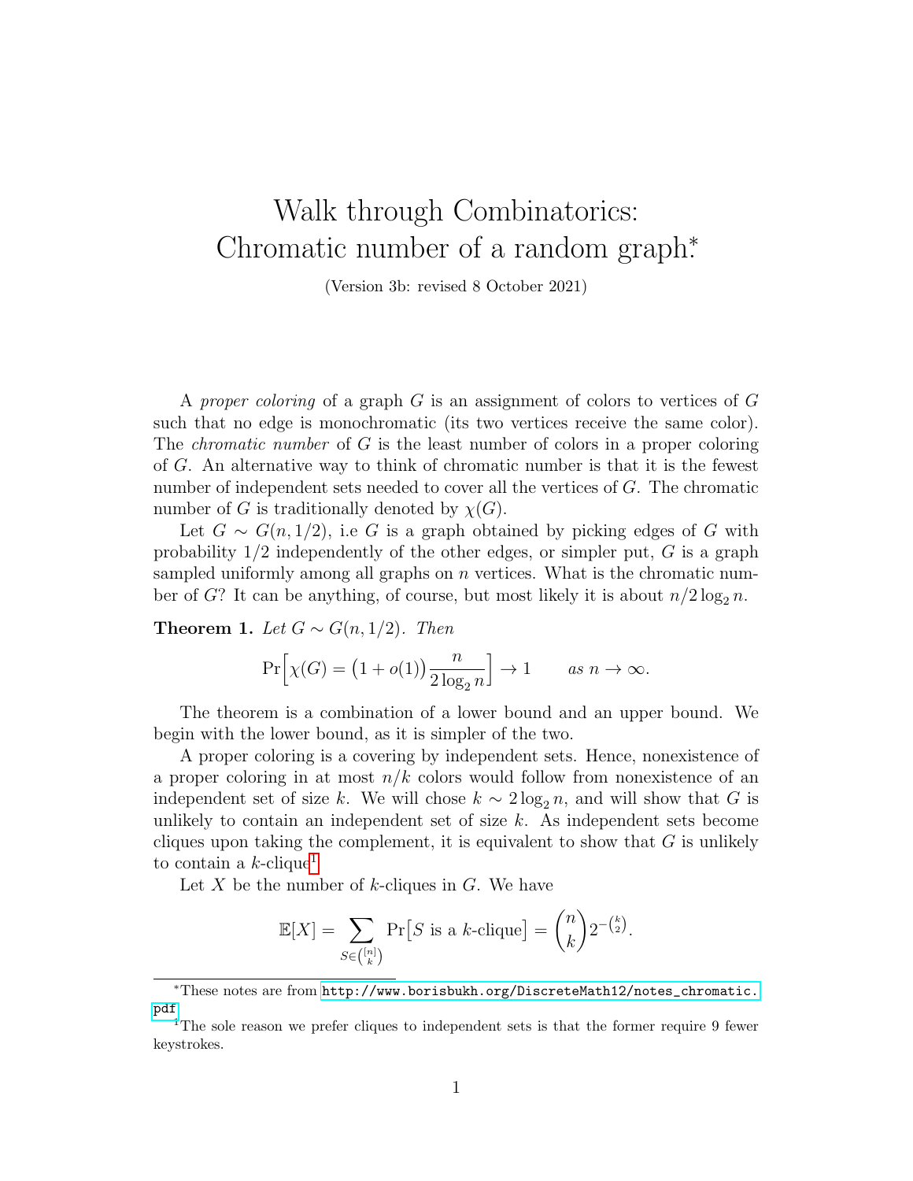# Walk through Combinatorics: Chromatic number of a random graph*

(Version 3b: revised 8 October 2021)

A *proper coloring* of a graph $G$ is an assignment of colors to vertices of $G$ such that no edge is monochromatic (its two vertices receive the same color). The *chromatic number* of $G$ is the least number of colors in a proper coloring of $G$. An alternative way to think of chromatic number is that it is the fewest number of independent sets needed to cover all the vertices of $G$. The chromatic number of $G$ is traditionally denoted by $\chi(G)$.

Let $G \sim G(n, 1/2)$, i.e $G$ is a graph obtained by picking edges of $G$ with probability $1/2$ independently of the other edges, or simpler put, $G$ is a graph sampled uniformly among all graphs on $n$ vertices. What is the chromatic number of $G$? It can be anything, of course, but most likely it is about $n/2\log_2 n$.

**Theorem 1.** *Let $G \sim G(n, 1/2)$. Then*

$$\Pr\Big[\chi(G) = \big(1 + o(1)\big)\frac{n}{2\log_2 n}\Big] \to 1 \qquad \text{as } n \to \infty.$$

The theorem is a combination of a lower bound and an upper bound. We begin with the lower bound, as it is simpler of the two.

A proper coloring is a covering by independent sets. Hence, nonexistence of a proper coloring in at most $n/k$ colors would follow from nonexistence of an independent set of size $k$. We will chose $k \sim 2\log_2 n$, and will show that $G$ is unlikely to contain an independent set of size $k$. As independent sets become cliques upon taking the complement, it is equivalent to show that $G$ is unlikely to contain a $k$-clique[1].

Let $X$ be the number of $k$-cliques in $G$. We have

$$\mathbb{E}[X] = \sum_{S \in \binom{[n]}{k}} \Pr\big[S \text{ is a } k\text{-clique}\big] = \binom{n}{k} 2^{-\binom{k}{2}}.$$

---

*These notes are from http://www.borisbukh.org/DiscreteMath12/notes_chromatic.pdf

[1] The sole reason we prefer cliques to independent sets is that the former require 9 fewer keystrokes.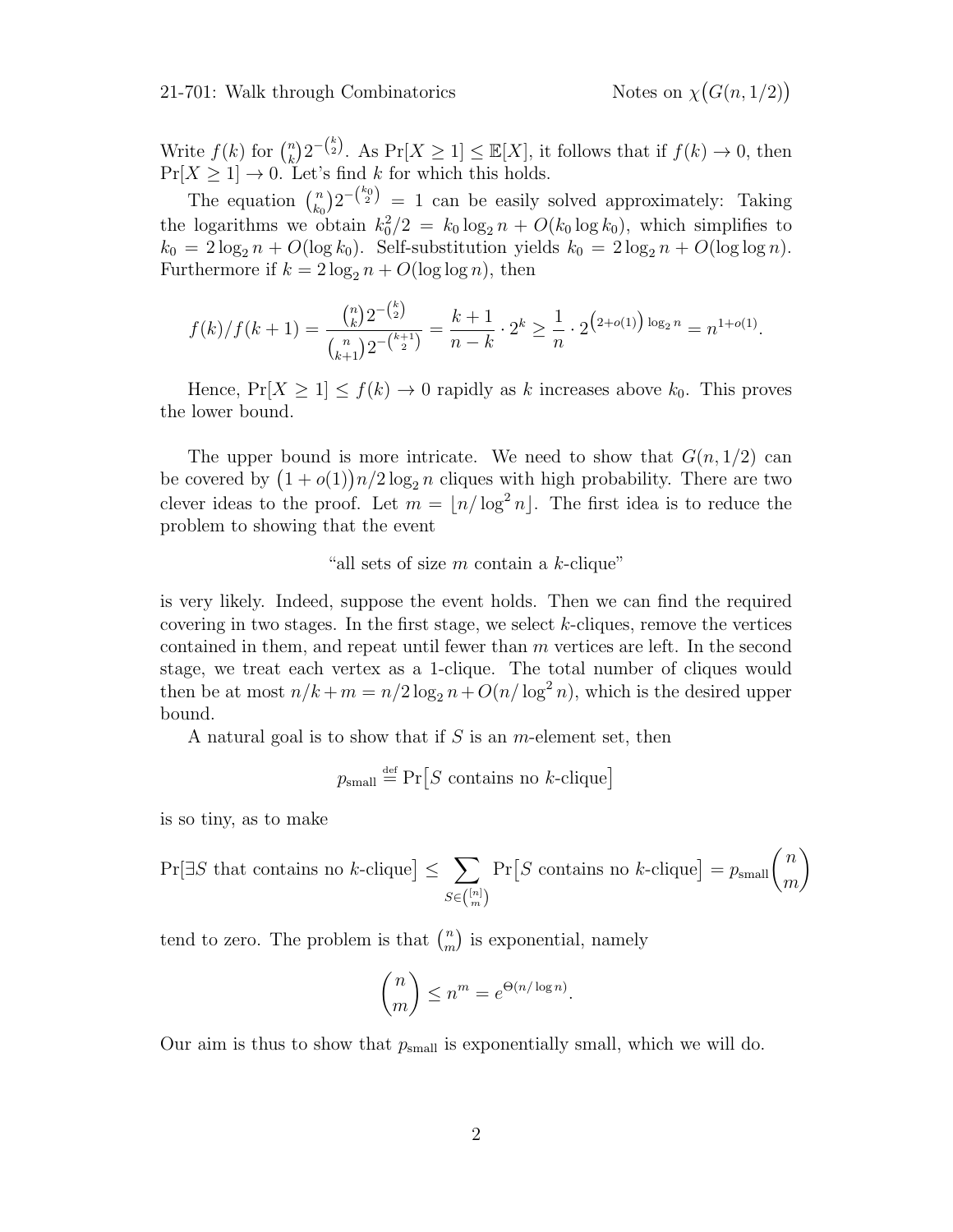Write $f(k)$ for $\binom{n}{k}2^{-\binom{k}{2}}$. As $\Pr[X \geq 1] \leq \mathbb{E}[X]$, it follows that if $f(k) \to 0$, then $\Pr[X \geq 1] \to 0$. Let's find $k$ for which this holds.

The equation $\binom{n}{k_0}2^{-\binom{k_0}{2}} = 1$ can be easily solved approximately: Taking the logarithms we obtain $k_0^2/2 = k_0 \log_2 n + O(k_0 \log k_0)$, which simplifies to $k_0 = 2\log_2 n + O(\log k_0)$. Self-substitution yields $k_0 = 2\log_2 n + O(\log\log n)$. Furthermore if $k = 2\log_2 n + O(\log\log n)$, then

$$f(k)/f(k+1) = \frac{\binom{n}{k}2^{-\binom{k}{2}}}{\binom{n}{k+1}2^{-\binom{k+1}{2}}} = \frac{k+1}{n-k} \cdot 2^k \geq \frac{1}{n} \cdot 2^{\left(2+o(1)\right)\log_2 n} = n^{1+o(1)}.$$

Hence, $\Pr[X \geq 1] \leq f(k) \to 0$ rapidly as $k$ increases above $k_0$. This proves the lower bound.

The upper bound is more intricate. We need to show that $G(n, 1/2)$ can be covered by $\big(1+o(1)\big)n/2\log_2 n$ cliques with high probability. There are two clever ideas to the proof. Let $m = \lfloor n/\log^2 n \rfloor$. The first idea is to reduce the problem to showing that the event

"all sets of size $m$ contain a $k$-clique"

is very likely. Indeed, suppose the event holds. Then we can find the required covering in two stages. In the first stage, we select $k$-cliques, remove the vertices contained in them, and repeat until fewer than $m$ vertices are left. In the second stage, we treat each vertex as a 1-clique. The total number of cliques would then be at most $n/k + m = n/2\log_2 n + O(n/\log^2 n)$, which is the desired upper bound.

A natural goal is to show that if $S$ is an $m$-element set, then

$$p_{\text{small}} \stackrel{\text{def}}{=} \Pr\big[S \text{ contains no } k\text{-clique}\big]$$

is so tiny, as to make

$$\Pr\big[\exists S \text{ that contains no } k\text{-clique}\big] \leq \sum_{S \in \binom{[n]}{m}} \Pr\big[S \text{ contains no } k\text{-clique}\big] = p_{\text{small}}\binom{n}{m}$$

tend to zero. The problem is that $\binom{n}{m}$ is exponential, namely

$$\binom{n}{m} \leq n^m = e^{\Theta(n/\log n)}.$$

Our aim is thus to show that $p_{\text{small}}$ is exponentially small, which we will do.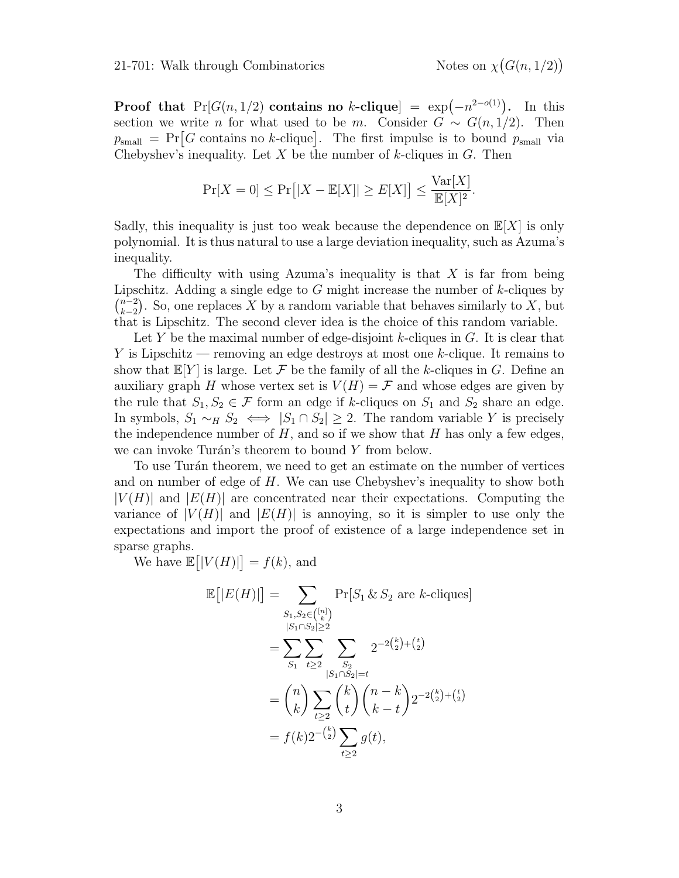**Proof that** $\Pr[G(n,1/2)$ **contains no** $k$**-clique**$] = \exp\bigl(-n^{2-o(1)}\bigr)$**.** In this section we write $n$ for what used to be $m$. Consider $G \sim G(n,1/2)$. Then $p_{\text{small}} = \Pr\bigl[G \text{ contains no } k\text{-clique}\bigr]$. The first impulse is to bound $p_{\text{small}}$ via Chebyshev's inequality. Let $X$ be the number of $k$-cliques in $G$. Then

$$\Pr[X = 0] \le \Pr\bigl[|X - \mathbb{E}[X]| \ge E[X]\bigr] \le \frac{\operatorname{Var}[X]}{\mathbb{E}[X]^2}.$$

Sadly, this inequality is just too weak because the dependence on $\mathbb{E}[X]$ is only polynomial. It is thus natural to use a large deviation inequality, such as Azuma's inequality.

The difficulty with using Azuma's inequality is that $X$ is far from being Lipschitz. Adding a single edge to $G$ might increase the number of $k$-cliques by $\binom{n-2}{k-2}$. So, one replaces $X$ by a random variable that behaves similarly to $X$, but that is Lipschitz. The second clever idea is the choice of this random variable.

Let $Y$ be the maximal number of edge-disjoint $k$-cliques in $G$. It is clear that $Y$ is Lipschitz — removing an edge destroys at most one $k$-clique. It remains to show that $\mathbb{E}[Y]$ is large. Let $\mathcal{F}$ be the family of all the $k$-cliques in $G$. Define an auxiliary graph $H$ whose vertex set is $V(H) = \mathcal{F}$ and whose edges are given by the rule that $S_1, S_2 \in \mathcal{F}$ form an edge if $k$-cliques on $S_1$ and $S_2$ share an edge. In symbols, $S_1 \sim_H S_2 \iff |S_1 \cap S_2| \ge 2$. The random variable $Y$ is precisely the independence number of $H$, and so if we show that $H$ has only a few edges, we can invoke Turán's theorem to bound $Y$ from below.

To use Turán theorem, we need to get an estimate on the number of vertices and on number of edge of $H$. We can use Chebyshev's inequality to show both $|V(H)|$ and $|E(H)|$ are concentrated near their expectations. Computing the variance of $|V(H)|$ and $|E(H)|$ is annoying, so it is simpler to use only the expectations and import the proof of existence of a large independence set in sparse graphs.

We have $\mathbb{E}\bigl[|V(H)|\bigr] = f(k)$, and

$$\begin{aligned}
\mathbb{E}\bigl[|E(H)|\bigr] &= \sum_{\substack{S_1,S_2 \in \binom{[n]}{k} \\ |S_1 \cap S_2| \ge 2}} \Pr[S_1 \,\&\, S_2 \text{ are } k\text{-cliques}] \\
&= \sum_{S_1} \sum_{t \ge 2} \sum_{\substack{S_2 \\ |S_1 \cap S_2| = t}} 2^{-2\binom{k}{2} + \binom{t}{2}} \\
&= \binom{n}{k} \sum_{t \ge 2} \binom{k}{t} \binom{n-k}{k-t} 2^{-2\binom{k}{2} + \binom{t}{2}} \\
&= f(k) 2^{-\binom{k}{2}} \sum_{t \ge 2} g(t),
\end{aligned}$$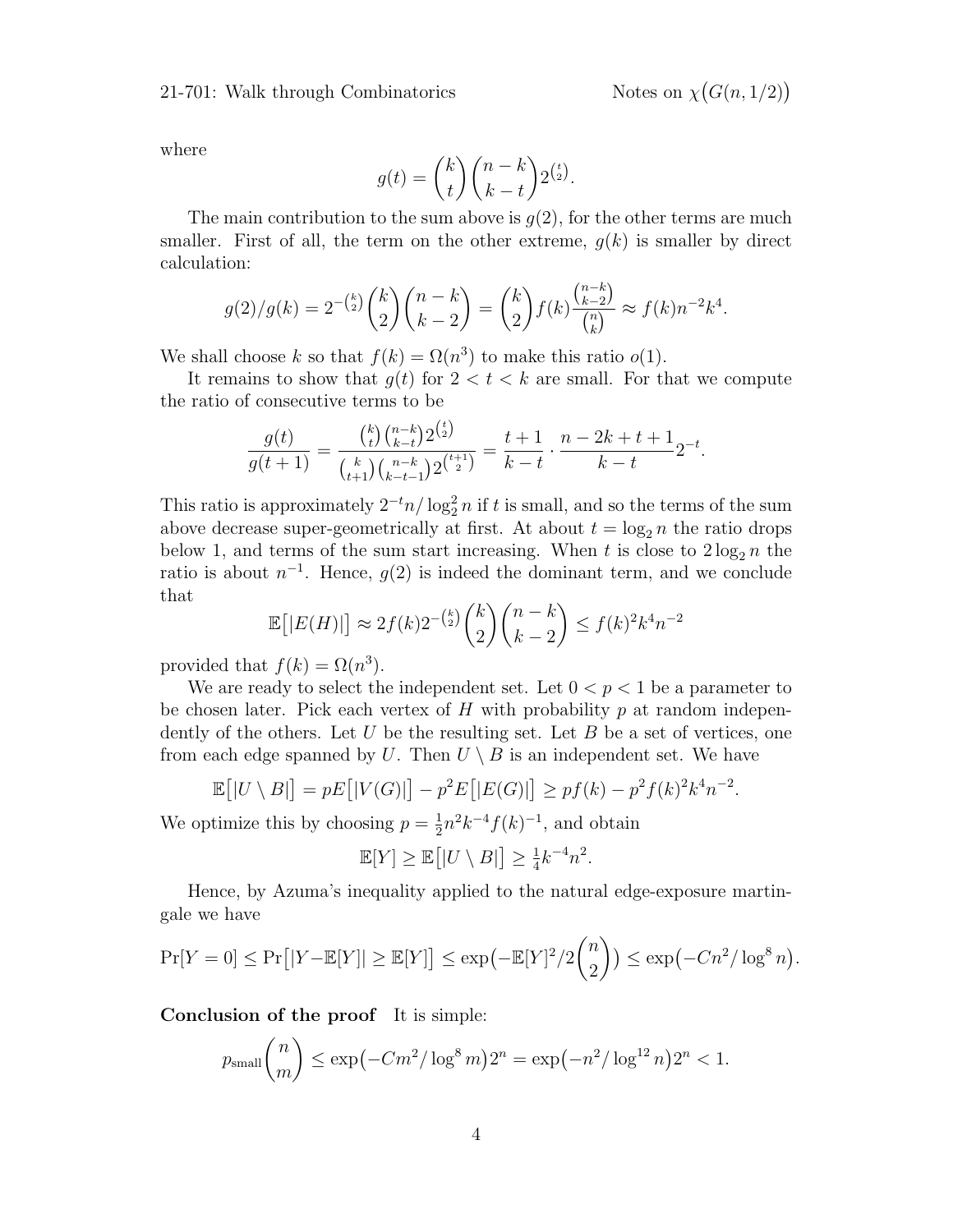where

$$g(t) = \binom{k}{t}\binom{n-k}{k-t}2^{\binom{t}{2}}.$$

The main contribution to the sum above is $g(2)$, for the other terms are much smaller. First of all, the term on the other extreme, $g(k)$ is smaller by direct calculation:

$$g(2)/g(k) = 2^{-\binom{k}{2}}\binom{k}{2}\binom{n-k}{k-2} = \binom{k}{2}f(k)\frac{\binom{n-k}{k-2}}{\binom{n}{k}} \approx f(k)n^{-2}k^4.$$

We shall choose $k$ so that $f(k) = \Omega(n^3)$ to make this ratio $o(1)$.

It remains to show that $g(t)$ for $2 < t < k$ are small. For that we compute the ratio of consecutive terms to be

$$\frac{g(t)}{g(t+1)} = \frac{\binom{k}{t}\binom{n-k}{k-t}2^{\binom{t}{2}}}{\binom{k}{t+1}\binom{n-k}{k-t-1}2^{\binom{t+1}{2}}} = \frac{t+1}{k-t}\cdot\frac{n-2k+t+1}{k-t}2^{-t}.$$

This ratio is approximately $2^{-t}n/\log_2^2 n$ if $t$ is small, and so the terms of the sum above decrease super-geometrically at first. At about $t = \log_2 n$ the ratio drops below 1, and terms of the sum start increasing. When $t$ is close to $2\log_2 n$ the ratio is about $n^{-1}$. Hence, $g(2)$ is indeed the dominant term, and we conclude that

$$\mathbb{E}\big[|E(H)|\big] \approx 2f(k)2^{-\binom{k}{2}}\binom{k}{2}\binom{n-k}{k-2} \leq f(k)^2k^4n^{-2}$$

provided that $f(k) = \Omega(n^3)$.

We are ready to select the independent set. Let $0 < p < 1$ be a parameter to be chosen later. Pick each vertex of $H$ with probability $p$ at random independently of the others. Let $U$ be the resulting set. Let $B$ be a set of vertices, one from each edge spanned by $U$. Then $U \setminus B$ is an independent set. We have

$$\mathbb{E}\big[|U \setminus B|\big] = pE\big[|V(G)|\big] - p^2E\big[|E(G)|\big] \geq pf(k) - p^2f(k)^2k^4n^{-2}.$$

We optimize this by choosing $p = \frac{1}{2}n^2k^{-4}f(k)^{-1}$, and obtain

$$\mathbb{E}[Y] \geq \mathbb{E}\big[|U \setminus B|\big] \geq \tfrac{1}{4}k^{-4}n^2.$$

Hence, by Azuma's inequality applied to the natural edge-exposure martingale we have

$$\Pr[Y = 0] \leq \Pr\big[|Y - \mathbb{E}[Y]| \geq \mathbb{E}[Y]\big] \leq \exp\Big(-\mathbb{E}[Y]^2/2\binom{n}{2}\Big) \leq \exp\big(-Cn^2/\log^8 n\big).$$

**Conclusion of the proof** It is simple:

$$p_{\text{small}}\binom{n}{m} \leq \exp\big(-Cm^2/\log^8 m\big)2^n = \exp\big(-n^2/\log^{12} n\big)2^n < 1.$$